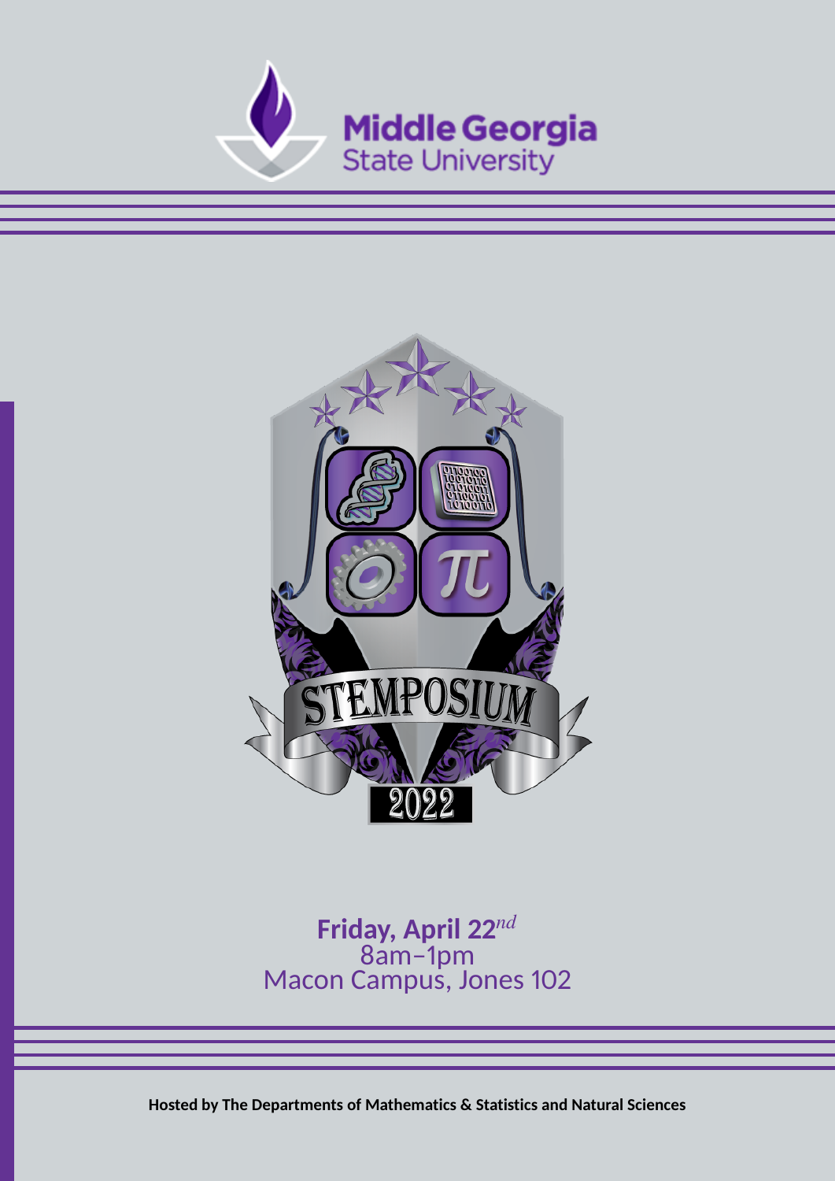Middle Georgia State University

# STEMPOSIUM 2022

**Friday, April 22nd**
8am–1pm
Macon Campus, Jones 102

**Hosted by The Departments of Mathematics & Statistics and Natural Sciences**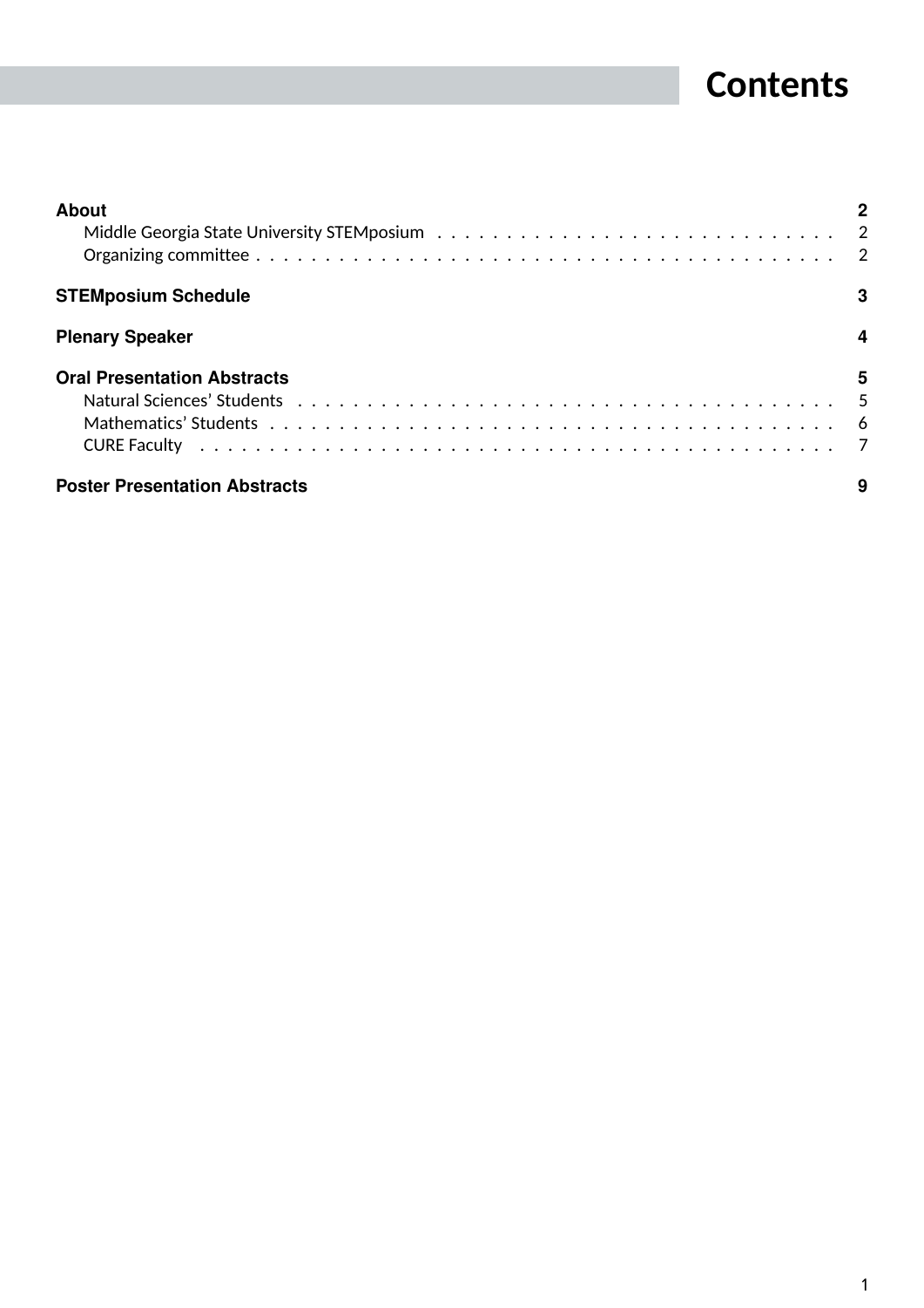# Contents

**About** — 2

- Middle Georgia State University STEMposium — 2
- Organizing committee — 2

**STEMposium Schedule** — 3

**Plenary Speaker** — 4

**Oral Presentation Abstracts** — 5

- Natural Sciences' Students — 5
- Mathematics' Students — 6
- CURE Faculty — 7

**Poster Presentation Abstracts** — 9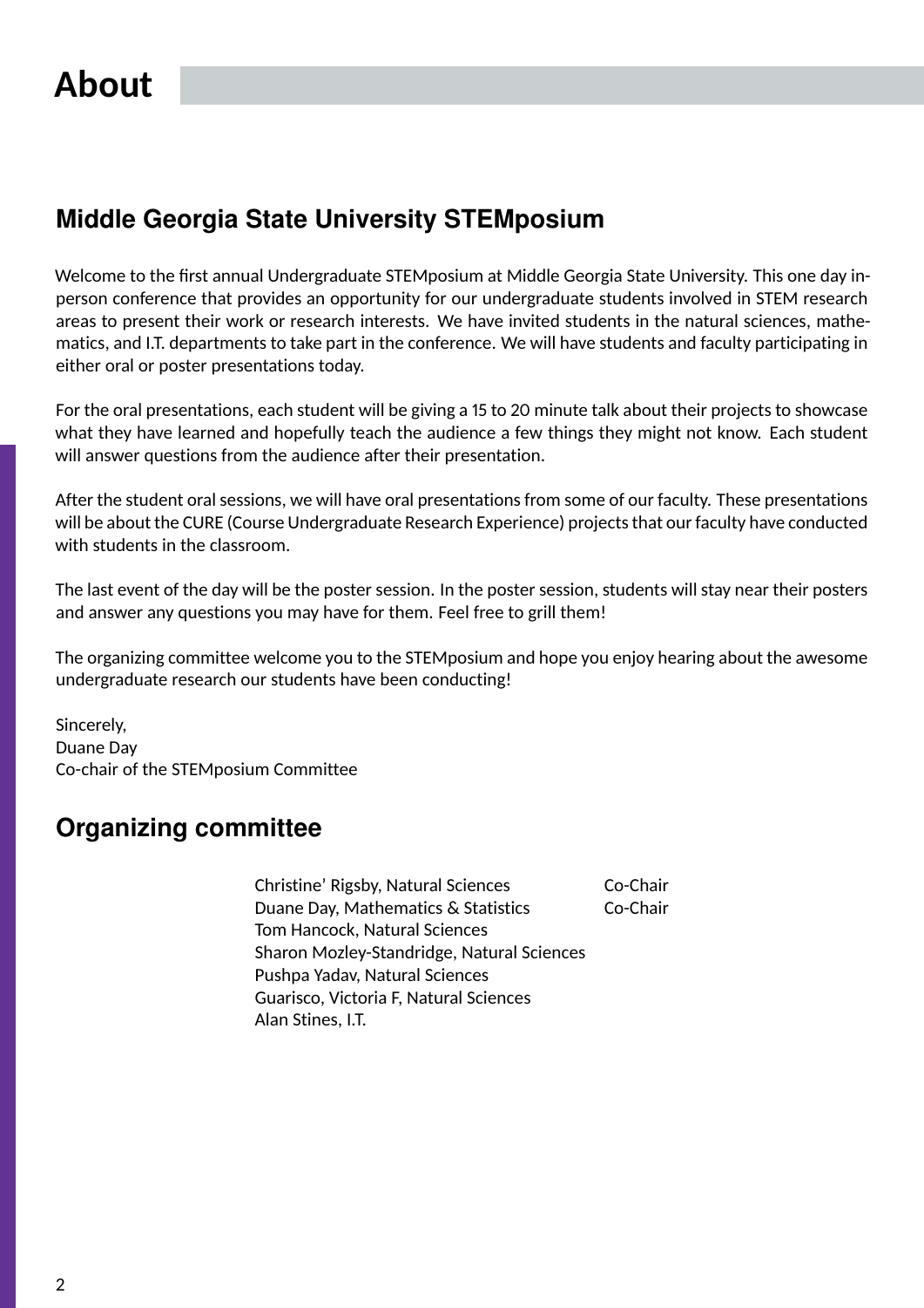# About

## Middle Georgia State University STEMposium

Welcome to the first annual Undergraduate STEMposium at Middle Georgia State University. This one day in-person conference that provides an opportunity for our undergraduate students involved in STEM research areas to present their work or research interests. We have invited students in the natural sciences, mathematics, and I.T. departments to take part in the conference. We will have students and faculty participating in either oral or poster presentations today.

For the oral presentations, each student will be giving a 15 to 20 minute talk about their projects to showcase what they have learned and hopefully teach the audience a few things they might not know. Each student will answer questions from the audience after their presentation.

After the student oral sessions, we will have oral presentations from some of our faculty. These presentations will be about the CURE (Course Undergraduate Research Experience) projects that our faculty have conducted with students in the classroom.

The last event of the day will be the poster session. In the poster session, students will stay near their posters and answer any questions you may have for them. Feel free to grill them!

The organizing committee welcome you to the STEMposium and hope you enjoy hearing about the awesome undergraduate research our students have been conducting!

Sincerely,
Duane Day
Co-chair of the STEMposium Committee

## Organizing committee

| | |
|---|---|
| Christine' Rigsby, Natural Sciences | Co-Chair |
| Duane Day, Mathematics & Statistics | Co-Chair |
| Tom Hancock, Natural Sciences | |
| Sharon Mozley-Standridge, Natural Sciences | |
| Pushpa Yadav, Natural Sciences | |
| Guarisco, Victoria F, Natural Sciences | |
| Alan Stines, I.T. | |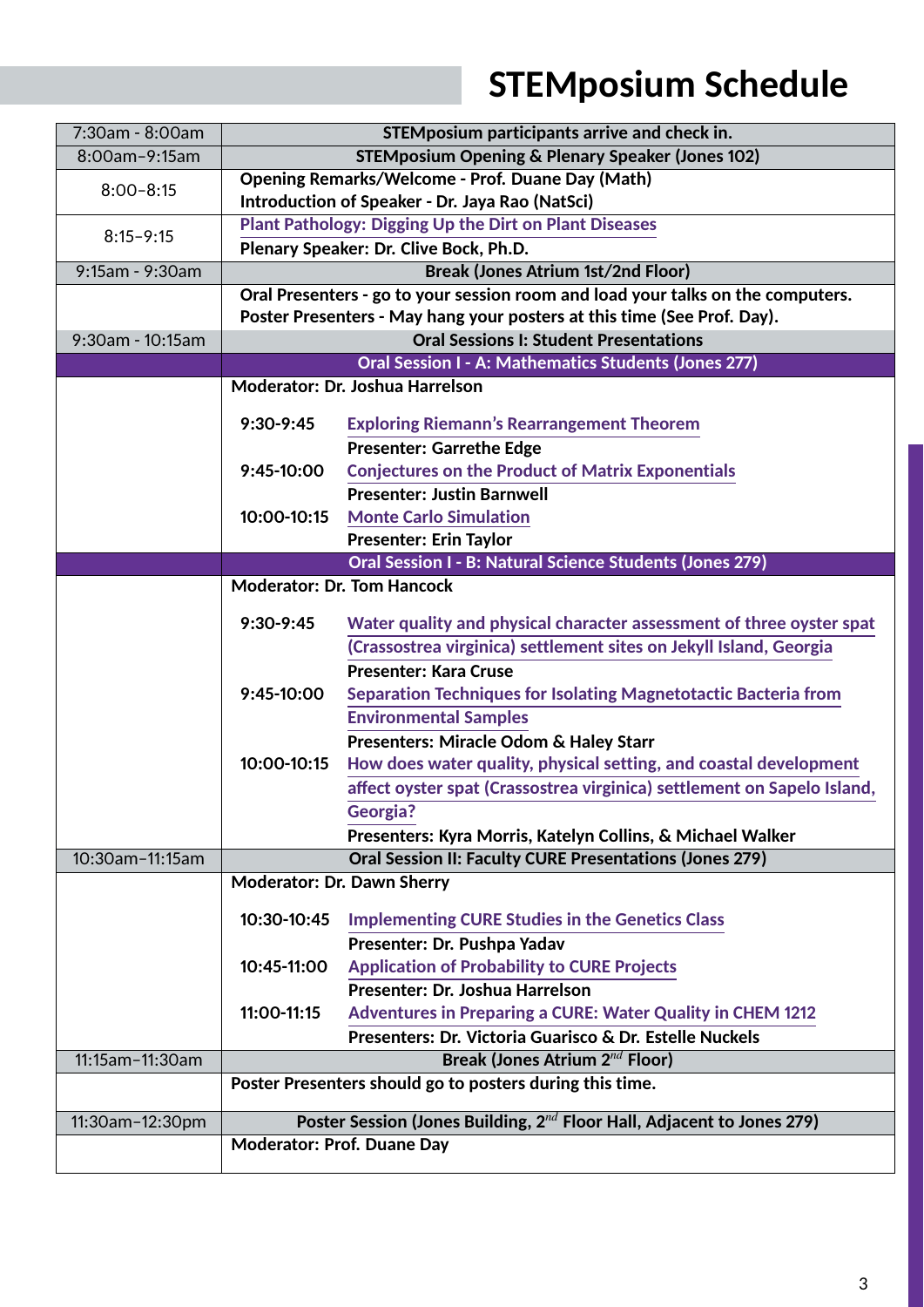# STEMposium Schedule

| | |
|---|---|
| 7:30am - 8:00am | **STEMposium participants arrive and check in.** |
| 8:00am–9:15am | **STEMposium Opening & Plenary Speaker (Jones 102)** |
| 8:00–8:15 | **Opening Remarks/Welcome - Prof. Duane Day (Math)**<br>**Introduction of Speaker - Dr. Jaya Rao (NatSci)** |
| 8:15–9:15 | **Plant Pathology: Digging Up the Dirt on Plant Diseases**<br>**Plenary Speaker: Dr. Clive Bock, Ph.D.** |
| 9:15am - 9:30am | **Break (Jones Atrium 1st/2nd Floor)** |
| | **Oral Presenters - go to your session room and load your talks on the computers.**<br>**Poster Presenters - May hang your posters at this time (See Prof. Day).** |
| 9:30am - 10:15am | **Oral Sessions I: Student Presentations** |
| | **Oral Session I - A: Mathematics Students (Jones 277)** |
| | **Moderator: Dr. Joshua Harrelson** |
| | **9:30-9:45** **Exploring Riemann's Rearrangement Theorem**<br>**Presenter: Garrethe Edge** |
| | **9:45-10:00** **Conjectures on the Product of Matrix Exponentials**<br>**Presenter: Justin Barnwell** |
| | **10:00-10:15** **Monte Carlo Simulation**<br>**Presenter: Erin Taylor** |
| | **Oral Session I - B: Natural Science Students (Jones 279)** |
| | **Moderator: Dr. Tom Hancock** |
| | **9:30-9:45** **Water quality and physical character assessment of three oyster spat (Crassostrea virginica) settlement sites on Jekyll Island, Georgia**<br>**Presenter: Kara Cruse** |
| | **9:45-10:00** **Separation Techniques for Isolating Magnetotactic Bacteria from Environmental Samples**<br>**Presenters: Miracle Odom & Haley Starr** |
| | **10:00-10:15** **How does water quality, physical setting, and coastal development affect oyster spat (Crassostrea virginica) settlement on Sapelo Island, Georgia?**<br>**Presenters: Kyra Morris, Katelyn Collins, & Michael Walker** |
| 10:30am–11:15am | **Oral Session II: Faculty CURE Presentations (Jones 279)** |
| | **Moderator: Dr. Dawn Sherry** |
| | **10:30-10:45** **Implementing CURE Studies in the Genetics Class**<br>**Presenter: Dr. Pushpa Yadav** |
| | **10:45-11:00** **Application of Probability to CURE Projects**<br>**Presenter: Dr. Joshua Harrelson** |
| | **11:00-11:15** **Adventures in Preparing a CURE: Water Quality in CHEM 1212**<br>**Presenters: Dr. Victoria Guarisco & Dr. Estelle Nuckels** |
| 11:15am–11:30am | **Break (Jones Atrium 2nd Floor)** |
| | **Poster Presenters should go to posters during this time.** |
| 11:30am–12:30pm | **Poster Session (Jones Building, 2nd Floor Hall, Adjacent to Jones 279)** |
| | **Moderator: Prof. Duane Day** |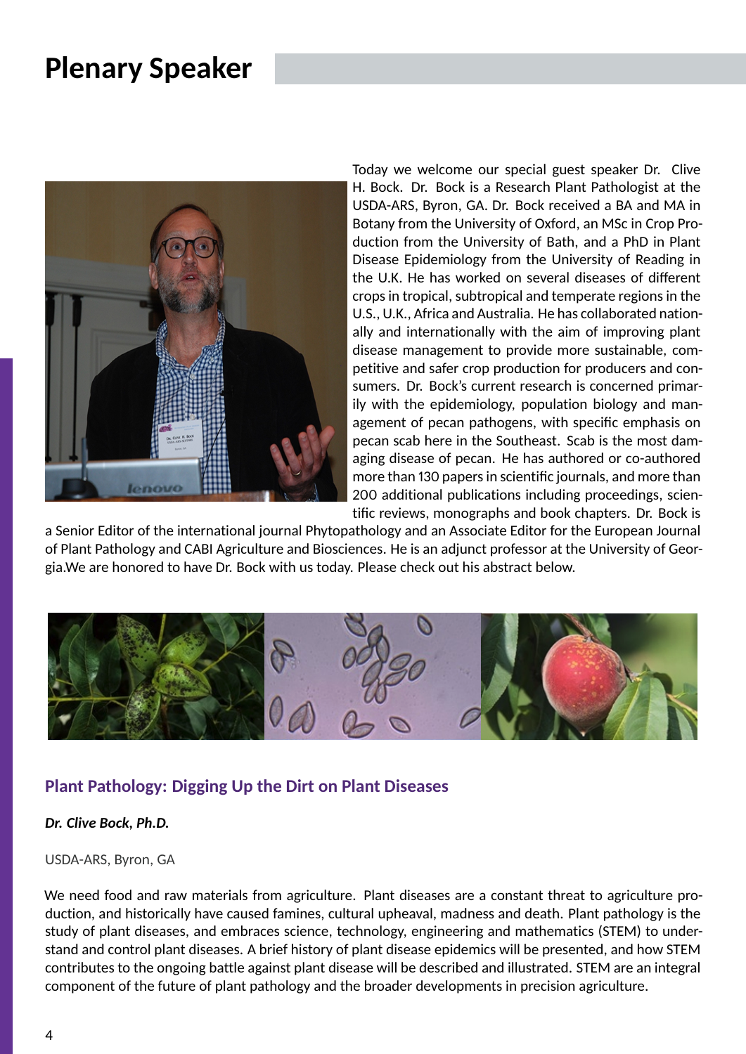# Plenary Speaker

Today we welcome our special guest speaker Dr. Clive H. Bock. Dr. Bock is a Research Plant Pathologist at the USDA-ARS, Byron, GA. Dr. Bock received a BA and MA in Botany from the University of Oxford, an MSc in Crop Production from the University of Bath, and a PhD in Plant Disease Epidemiology from the University of Reading in the U.K. He has worked on several diseases of different crops in tropical, subtropical and temperate regions in the U.S., U.K., Africa and Australia. He has collaborated nationally and internationally with the aim of improving plant disease management to provide more sustainable, competitive and safer crop production for producers and consumers. Dr. Bock's current research is concerned primarily with the epidemiology, population biology and management of pecan pathogens, with specific emphasis on pecan scab here in the Southeast. Scab is the most damaging disease of pecan. He has authored or co-authored more than 130 papers in scientific journals, and more than 200 additional publications including proceedings, scientific reviews, monographs and book chapters. Dr. Bock is a Senior Editor of the international journal Phytopathology and an Associate Editor for the European Journal of Plant Pathology and CABI Agriculture and Biosciences. He is an adjunct professor at the University of Georgia.We are honored to have Dr. Bock with us today. Please check out his abstract below.

## Plant Pathology: Digging Up the Dirt on Plant Diseases

***Dr. Clive Bock, Ph.D.***

USDA-ARS, Byron, GA

We need food and raw materials from agriculture. Plant diseases are a constant threat to agriculture production, and historically have caused famines, cultural upheaval, madness and death. Plant pathology is the study of plant diseases, and embraces science, technology, engineering and mathematics (STEM) to understand and control plant diseases. A brief history of plant disease epidemics will be presented, and how STEM contributes to the ongoing battle against plant disease will be described and illustrated. STEM are an integral component of the future of plant pathology and the broader developments in precision agriculture.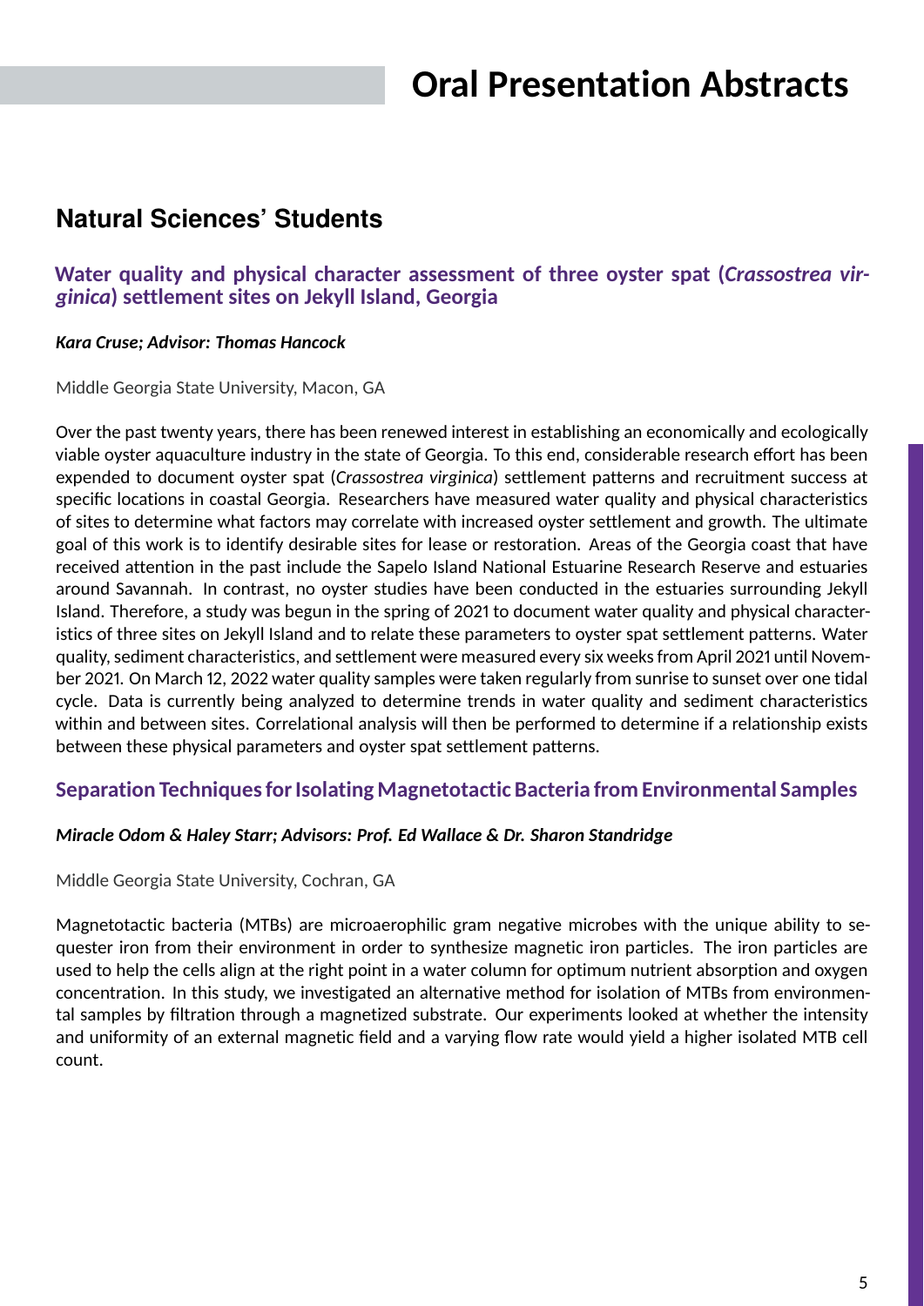# Oral Presentation Abstracts

## Natural Sciences' Students

### Water quality and physical character assessment of three oyster spat (*Crassostrea virginica*) settlement sites on Jekyll Island, Georgia

***Kara Cruse; Advisor: Thomas Hancock***

Middle Georgia State University, Macon, GA

Over the past twenty years, there has been renewed interest in establishing an economically and ecologically viable oyster aquaculture industry in the state of Georgia. To this end, considerable research effort has been expended to document oyster spat (*Crassostrea virginica*) settlement patterns and recruitment success at specific locations in coastal Georgia. Researchers have measured water quality and physical characteristics of sites to determine what factors may correlate with increased oyster settlement and growth. The ultimate goal of this work is to identify desirable sites for lease or restoration. Areas of the Georgia coast that have received attention in the past include the Sapelo Island National Estuarine Research Reserve and estuaries around Savannah. In contrast, no oyster studies have been conducted in the estuaries surrounding Jekyll Island. Therefore, a study was begun in the spring of 2021 to document water quality and physical characteristics of three sites on Jekyll Island and to relate these parameters to oyster spat settlement patterns. Water quality, sediment characteristics, and settlement were measured every six weeks from April 2021 until November 2021. On March 12, 2022 water quality samples were taken regularly from sunrise to sunset over one tidal cycle. Data is currently being analyzed to determine trends in water quality and sediment characteristics within and between sites. Correlational analysis will then be performed to determine if a relationship exists between these physical parameters and oyster spat settlement patterns.

### Separation Techniques for Isolating Magnetotactic Bacteria from Environmental Samples

***Miracle Odom & Haley Starr; Advisors: Prof. Ed Wallace & Dr. Sharon Standridge***

Middle Georgia State University, Cochran, GA

Magnetotactic bacteria (MTBs) are microaerophilic gram negative microbes with the unique ability to sequester iron from their environment in order to synthesize magnetic iron particles. The iron particles are used to help the cells align at the right point in a water column for optimum nutrient absorption and oxygen concentration. In this study, we investigated an alternative method for isolation of MTBs from environmental samples by filtration through a magnetized substrate. Our experiments looked at whether the intensity and uniformity of an external magnetic field and a varying flow rate would yield a higher isolated MTB cell count.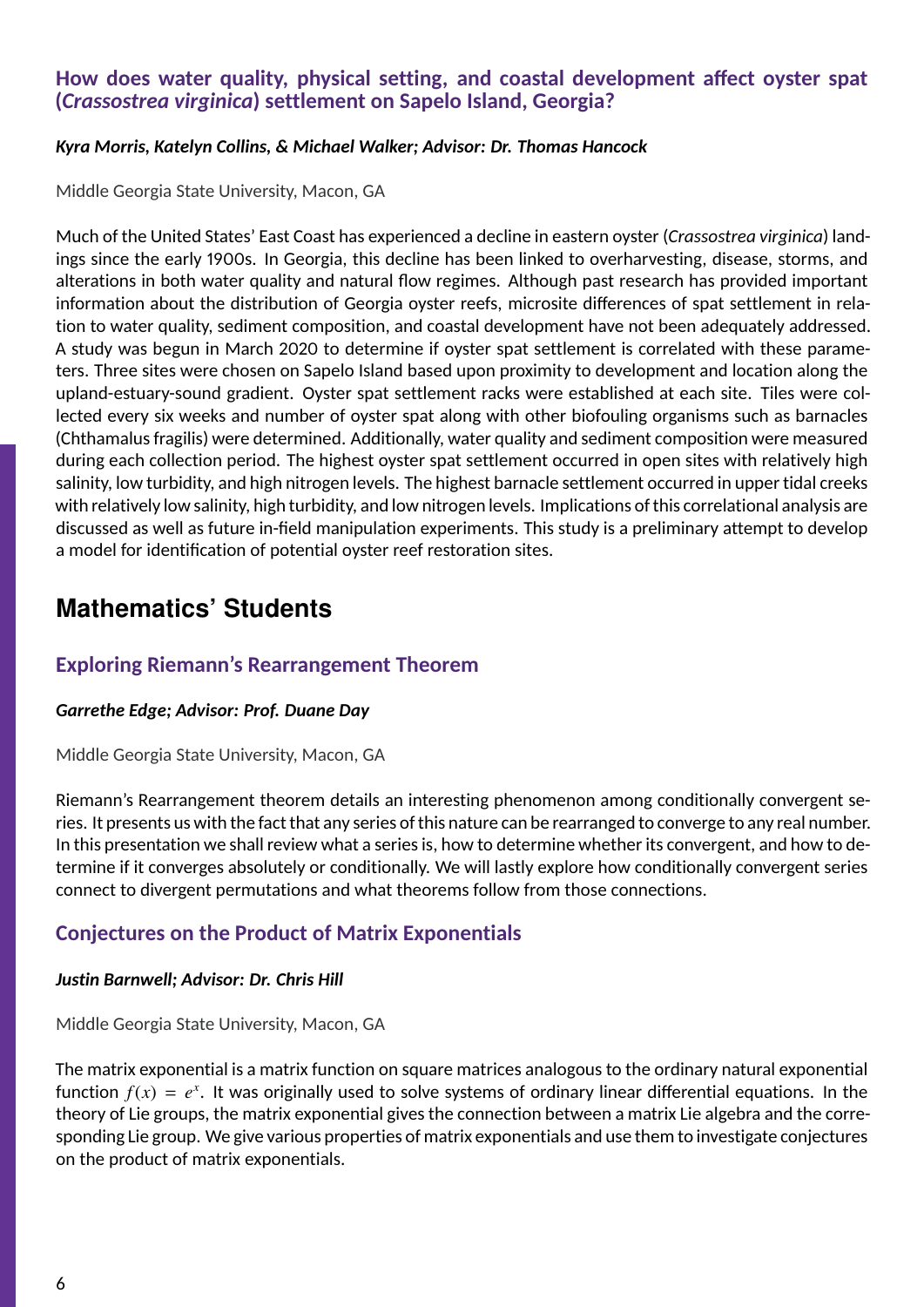### How does water quality, physical setting, and coastal development affect oyster spat (*Crassostrea virginica*) settlement on Sapelo Island, Georgia?

***Kyra Morris, Katelyn Collins, & Michael Walker; Advisor: Dr. Thomas Hancock***

Middle Georgia State University, Macon, GA

Much of the United States' East Coast has experienced a decline in eastern oyster (*Crassostrea virginica*) landings since the early 1900s. In Georgia, this decline has been linked to overharvesting, disease, storms, and alterations in both water quality and natural flow regimes. Although past research has provided important information about the distribution of Georgia oyster reefs, microsite differences of spat settlement in relation to water quality, sediment composition, and coastal development have not been adequately addressed. A study was begun in March 2020 to determine if oyster spat settlement is correlated with these parameters. Three sites were chosen on Sapelo Island based upon proximity to development and location along the upland-estuary-sound gradient. Oyster spat settlement racks were established at each site. Tiles were collected every six weeks and number of oyster spat along with other biofouling organisms such as barnacles (Chthamalus fragilis) were determined. Additionally, water quality and sediment composition were measured during each collection period. The highest oyster spat settlement occurred in open sites with relatively high salinity, low turbidity, and high nitrogen levels. The highest barnacle settlement occurred in upper tidal creeks with relatively low salinity, high turbidity, and low nitrogen levels. Implications of this correlational analysis are discussed as well as future in-field manipulation experiments. This study is a preliminary attempt to develop a model for identification of potential oyster reef restoration sites.

## Mathematics' Students

### Exploring Riemann's Rearrangement Theorem

***Garrethe Edge; Advisor: Prof. Duane Day***

Middle Georgia State University, Macon, GA

Riemann's Rearrangement theorem details an interesting phenomenon among conditionally convergent series. It presents us with the fact that any series of this nature can be rearranged to converge to any real number. In this presentation we shall review what a series is, how to determine whether its convergent, and how to determine if it converges absolutely or conditionally. We will lastly explore how conditionally convergent series connect to divergent permutations and what theorems follow from those connections.

### Conjectures on the Product of Matrix Exponentials

***Justin Barnwell; Advisor: Dr. Chris Hill***

Middle Georgia State University, Macon, GA

The matrix exponential is a matrix function on square matrices analogous to the ordinary natural exponential function $f(x) = e^x$. It was originally used to solve systems of ordinary linear differential equations. In the theory of Lie groups, the matrix exponential gives the connection between a matrix Lie algebra and the corresponding Lie group. We give various properties of matrix exponentials and use them to investigate conjectures on the product of matrix exponentials.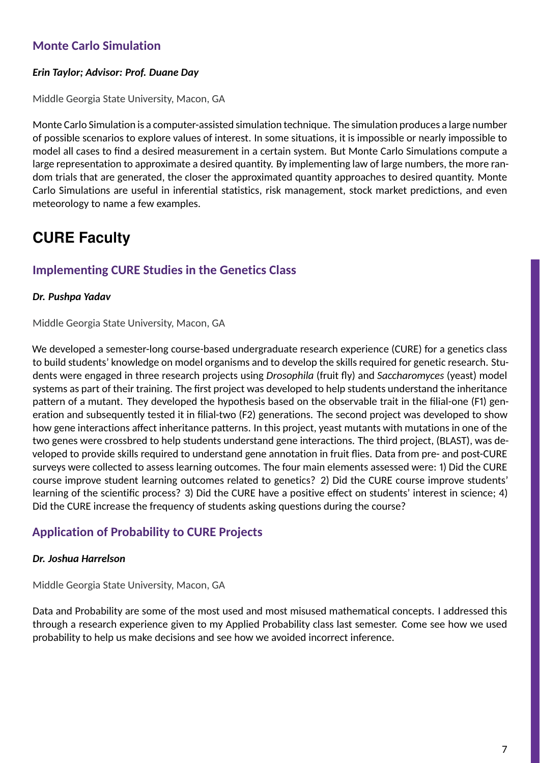### Monte Carlo Simulation

***Erin Taylor; Advisor: Prof. Duane Day***

Middle Georgia State University, Macon, GA

Monte Carlo Simulation is a computer-assisted simulation technique. The simulation produces a large number of possible scenarios to explore values of interest. In some situations, it is impossible or nearly impossible to model all cases to find a desired measurement in a certain system. But Monte Carlo Simulations compute a large representation to approximate a desired quantity. By implementing law of large numbers, the more random trials that are generated, the closer the approximated quantity approaches to desired quantity. Monte Carlo Simulations are useful in inferential statistics, risk management, stock market predictions, and even meteorology to name a few examples.

## CURE Faculty

### Implementing CURE Studies in the Genetics Class

***Dr. Pushpa Yadav***

Middle Georgia State University, Macon, GA

We developed a semester-long course-based undergraduate research experience (CURE) for a genetics class to build students' knowledge on model organisms and to develop the skills required for genetic research. Students were engaged in three research projects using *Drosophila* (fruit fly) and *Saccharomyces* (yeast) model systems as part of their training. The first project was developed to help students understand the inheritance pattern of a mutant. They developed the hypothesis based on the observable trait in the filial-one (F1) generation and subsequently tested it in filial-two (F2) generations. The second project was developed to show how gene interactions affect inheritance patterns. In this project, yeast mutants with mutations in one of the two genes were crossbred to help students understand gene interactions. The third project, (BLAST), was developed to provide skills required to understand gene annotation in fruit flies. Data from pre- and post-CURE surveys were collected to assess learning outcomes. The four main elements assessed were: 1) Did the CURE course improve student learning outcomes related to genetics? 2) Did the CURE course improve students' learning of the scientific process? 3) Did the CURE have a positive effect on students' interest in science; 4) Did the CURE increase the frequency of students asking questions during the course?

### Application of Probability to CURE Projects

***Dr. Joshua Harrelson***

Middle Georgia State University, Macon, GA

Data and Probability are some of the most used and most misused mathematical concepts. I addressed this through a research experience given to my Applied Probability class last semester. Come see how we used probability to help us make decisions and see how we avoided incorrect inference.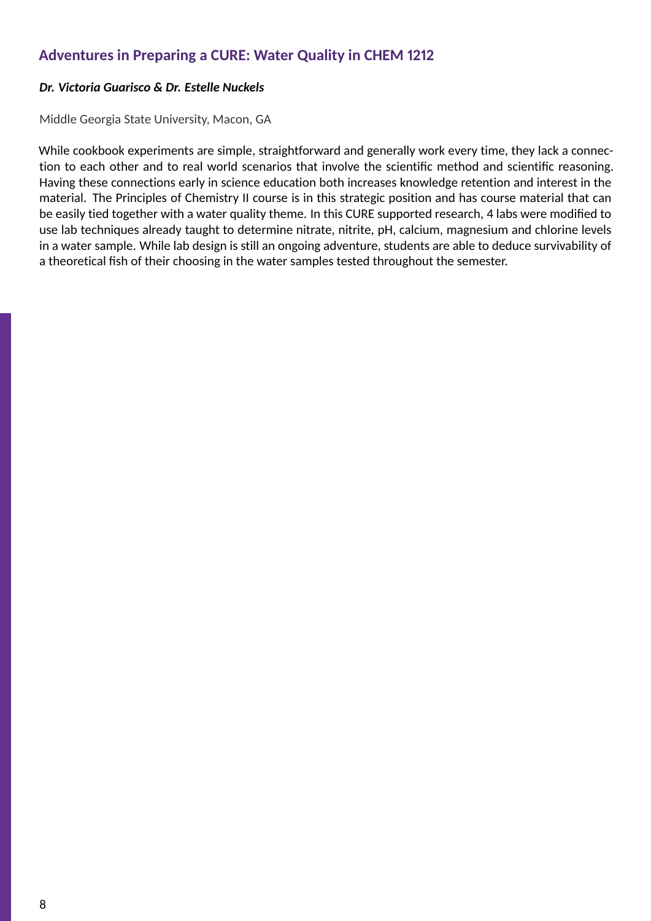## Adventures in Preparing a CURE: Water Quality in CHEM 1212

***Dr. Victoria Guarisco & Dr. Estelle Nuckels***

Middle Georgia State University, Macon, GA

While cookbook experiments are simple, straightforward and generally work every time, they lack a connection to each other and to real world scenarios that involve the scientific method and scientific reasoning. Having these connections early in science education both increases knowledge retention and interest in the material. The Principles of Chemistry II course is in this strategic position and has course material that can be easily tied together with a water quality theme. In this CURE supported research, 4 labs were modified to use lab techniques already taught to determine nitrate, nitrite, pH, calcium, magnesium and chlorine levels in a water sample. While lab design is still an ongoing adventure, students are able to deduce survivability of a theoretical fish of their choosing in the water samples tested throughout the semester.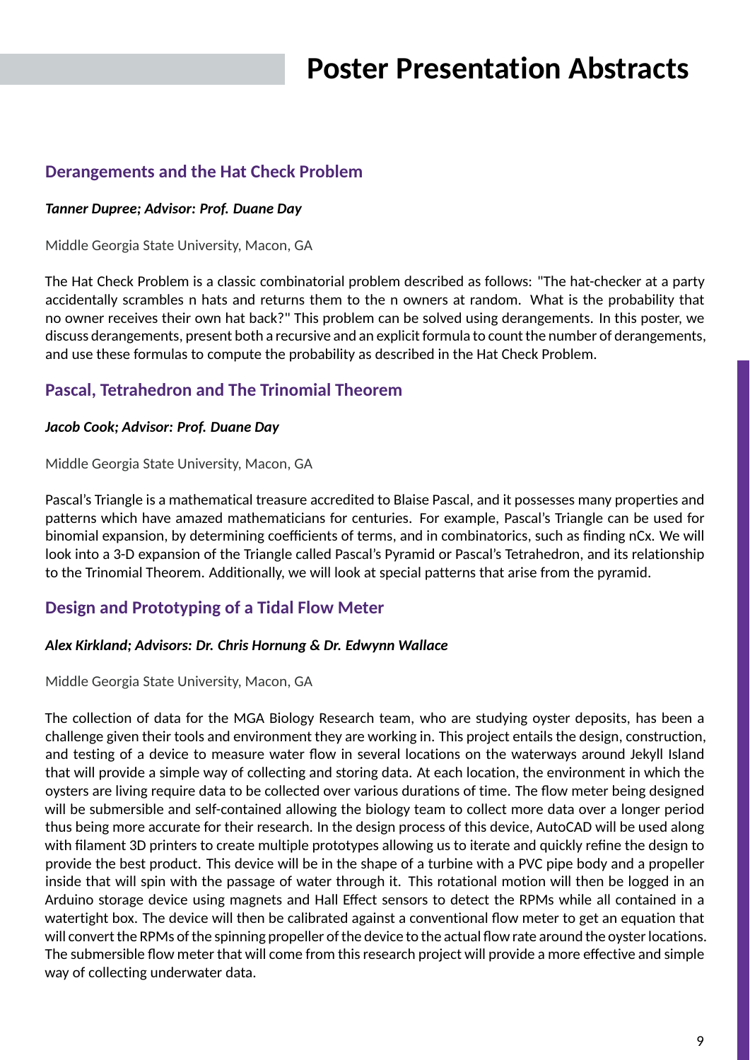# Poster Presentation Abstracts

## Derangements and the Hat Check Problem

***Tanner Dupree; Advisor: Prof. Duane Day***

Middle Georgia State University, Macon, GA

The Hat Check Problem is a classic combinatorial problem described as follows: "The hat-checker at a party accidentally scrambles n hats and returns them to the n owners at random. What is the probability that no owner receives their own hat back?" This problem can be solved using derangements. In this poster, we discuss derangements, present both a recursive and an explicit formula to count the number of derangements, and use these formulas to compute the probability as described in the Hat Check Problem.

## Pascal, Tetrahedron and The Trinomial Theorem

***Jacob Cook; Advisor: Prof. Duane Day***

Middle Georgia State University, Macon, GA

Pascal's Triangle is a mathematical treasure accredited to Blaise Pascal, and it possesses many properties and patterns which have amazed mathematicians for centuries. For example, Pascal's Triangle can be used for binomial expansion, by determining coefficients of terms, and in combinatorics, such as finding nCx. We will look into a 3-D expansion of the Triangle called Pascal's Pyramid or Pascal's Tetrahedron, and its relationship to the Trinomial Theorem. Additionally, we will look at special patterns that arise from the pyramid.

## Design and Prototyping of a Tidal Flow Meter

***Alex Kirkland; Advisors: Dr. Chris Hornung & Dr. Edwynn Wallace***

Middle Georgia State University, Macon, GA

The collection of data for the MGA Biology Research team, who are studying oyster deposits, has been a challenge given their tools and environment they are working in. This project entails the design, construction, and testing of a device to measure water flow in several locations on the waterways around Jekyll Island that will provide a simple way of collecting and storing data. At each location, the environment in which the oysters are living require data to be collected over various durations of time. The flow meter being designed will be submersible and self-contained allowing the biology team to collect more data over a longer period thus being more accurate for their research. In the design process of this device, AutoCAD will be used along with filament 3D printers to create multiple prototypes allowing us to iterate and quickly refine the design to provide the best product. This device will be in the shape of a turbine with a PVC pipe body and a propeller inside that will spin with the passage of water through it. This rotational motion will then be logged in an Arduino storage device using magnets and Hall Effect sensors to detect the RPMs while all contained in a watertight box. The device will then be calibrated against a conventional flow meter to get an equation that will convert the RPMs of the spinning propeller of the device to the actual flow rate around the oyster locations. The submersible flow meter that will come from this research project will provide a more effective and simple way of collecting underwater data.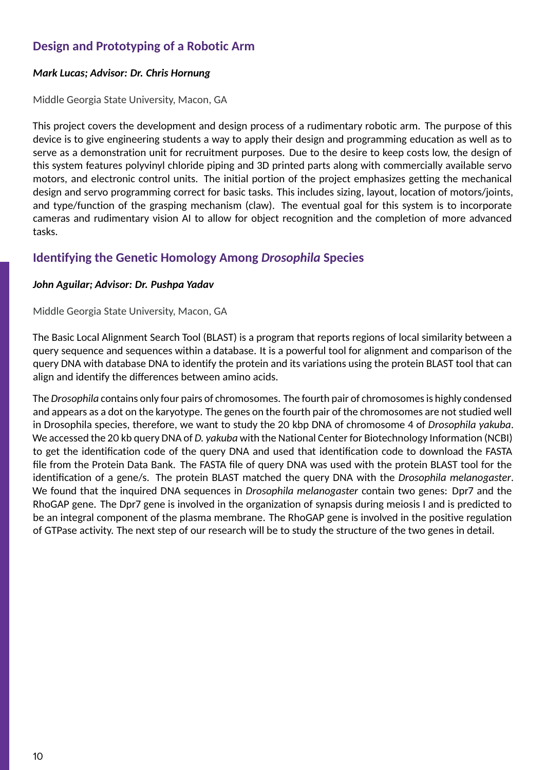## Design and Prototyping of a Robotic Arm

***Mark Lucas; Advisor: Dr. Chris Hornung***

Middle Georgia State University, Macon, GA

This project covers the development and design process of a rudimentary robotic arm. The purpose of this device is to give engineering students a way to apply their design and programming education as well as to serve as a demonstration unit for recruitment purposes. Due to the desire to keep costs low, the design of this system features polyvinyl chloride piping and 3D printed parts along with commercially available servo motors, and electronic control units. The initial portion of the project emphasizes getting the mechanical design and servo programming correct for basic tasks. This includes sizing, layout, location of motors/joints, and type/function of the grasping mechanism (claw). The eventual goal for this system is to incorporate cameras and rudimentary vision AI to allow for object recognition and the completion of more advanced tasks.

## Identifying the Genetic Homology Among *Drosophila* Species

***John Aguilar; Advisor: Dr. Pushpa Yadav***

Middle Georgia State University, Macon, GA

The Basic Local Alignment Search Tool (BLAST) is a program that reports regions of local similarity between a query sequence and sequences within a database. It is a powerful tool for alignment and comparison of the query DNA with database DNA to identify the protein and its variations using the protein BLAST tool that can align and identify the differences between amino acids.

The *Drosophila* contains only four pairs of chromosomes. The fourth pair of chromosomes is highly condensed and appears as a dot on the karyotype. The genes on the fourth pair of the chromosomes are not studied well in Drosophila species, therefore, we want to study the 20 kbp DNA of chromosome 4 of *Drosophila yakuba*. We accessed the 20 kb query DNA of *D. yakuba* with the National Center for Biotechnology Information (NCBI) to get the identification code of the query DNA and used that identification code to download the FASTA file from the Protein Data Bank. The FASTA file of query DNA was used with the protein BLAST tool for the identification of a gene/s. The protein BLAST matched the query DNA with the *Drosophila melanogaster*. We found that the inquired DNA sequences in *Drosophila melanogaster* contain two genes: Dpr7 and the RhoGAP gene. The Dpr7 gene is involved in the organization of synapsis during meiosis I and is predicted to be an integral component of the plasma membrane. The RhoGAP gene is involved in the positive regulation of GTPase activity. The next step of our research will be to study the structure of the two genes in detail.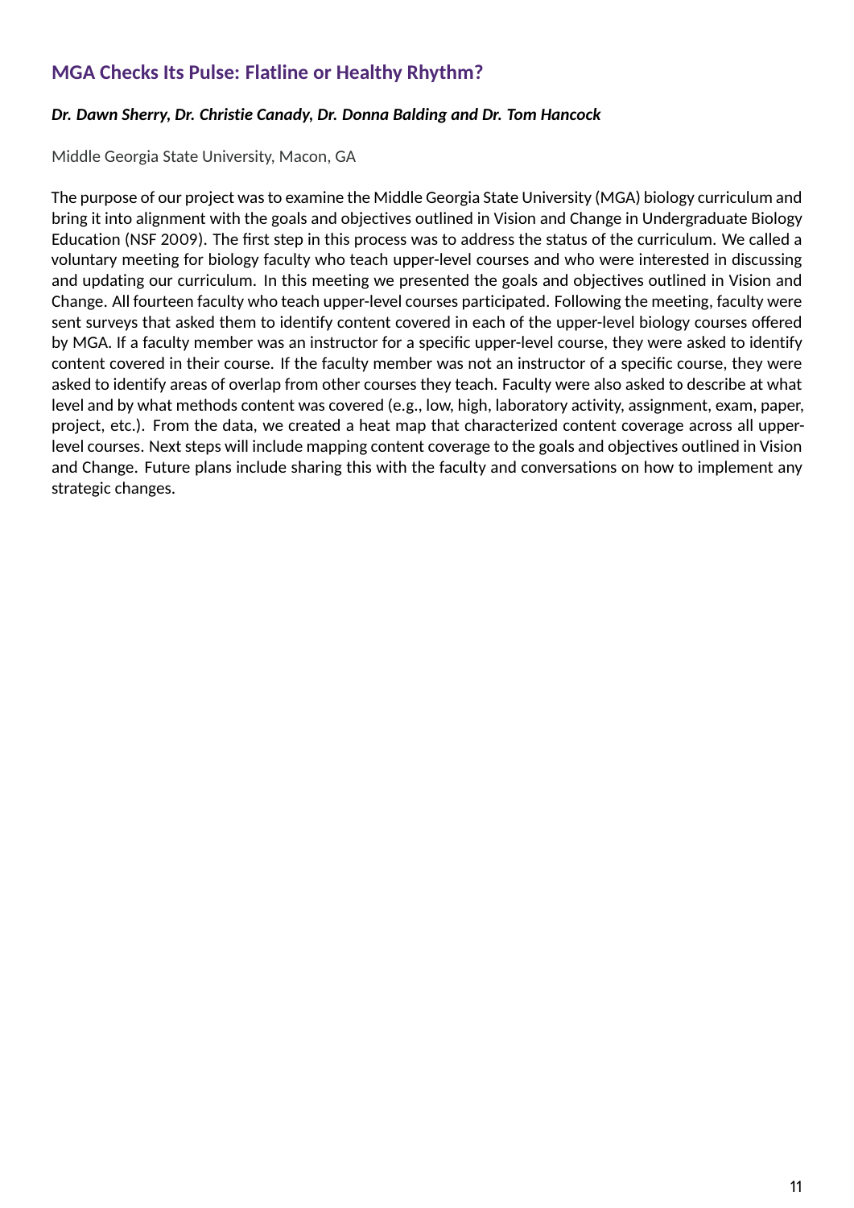## MGA Checks Its Pulse: Flatline or Healthy Rhythm?

***Dr. Dawn Sherry, Dr. Christie Canady, Dr. Donna Balding and Dr. Tom Hancock***

Middle Georgia State University, Macon, GA

The purpose of our project was to examine the Middle Georgia State University (MGA) biology curriculum and bring it into alignment with the goals and objectives outlined in Vision and Change in Undergraduate Biology Education (NSF 2009). The first step in this process was to address the status of the curriculum. We called a voluntary meeting for biology faculty who teach upper-level courses and who were interested in discussing and updating our curriculum. In this meeting we presented the goals and objectives outlined in Vision and Change. All fourteen faculty who teach upper-level courses participated. Following the meeting, faculty were sent surveys that asked them to identify content covered in each of the upper-level biology courses offered by MGA. If a faculty member was an instructor for a specific upper-level course, they were asked to identify content covered in their course. If the faculty member was not an instructor of a specific course, they were asked to identify areas of overlap from other courses they teach. Faculty were also asked to describe at what level and by what methods content was covered (e.g., low, high, laboratory activity, assignment, exam, paper, project, etc.). From the data, we created a heat map that characterized content coverage across all upper-level courses. Next steps will include mapping content coverage to the goals and objectives outlined in Vision and Change. Future plans include sharing this with the faculty and conversations on how to implement any strategic changes.